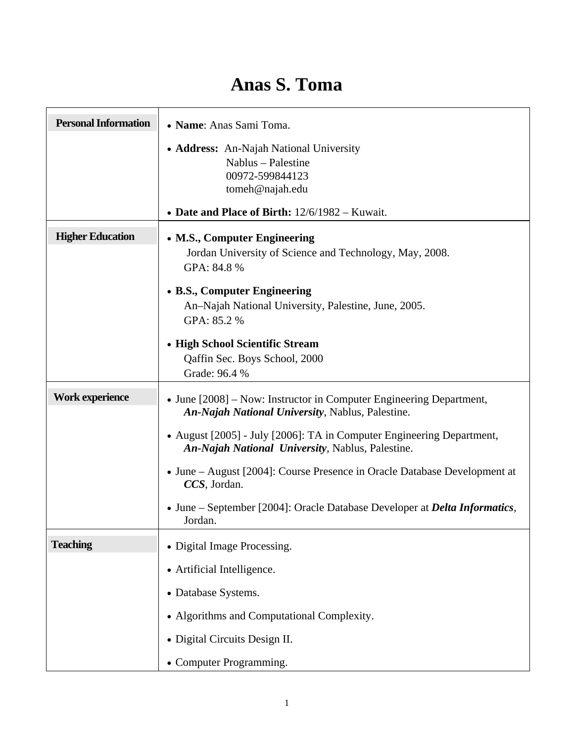# Anas S. Toma

## Personal Information

- **Name**: Anas Sami Toma.
- **Address:** An-Najah National University
  Nablus – Palestine
  00972-599844123
  tomeh@najah.edu
- **Date and Place of Birth:** 12/6/1982 – Kuwait.

## Higher Education

- **M.S., Computer Engineering**
  Jordan University of Science and Technology, May, 2008.
  GPA: 84.8 %
- **B.S., Computer Engineering**
  An–Najah National University, Palestine, June, 2005.
  GPA: 85.2 %
- **High School Scientific Stream**
  Qaffin Sec. Boys School, 2000
  Grade: 96.4 %

## Work experience

- June [2008] – Now: Instructor in Computer Engineering Department, ***An-Najah National University***, Nablus, Palestine.
- August [2005] - July [2006]: TA in Computer Engineering Department, ***An-Najah National University***, Nablus, Palestine.
- June – August [2004]: Course Presence in Oracle Database Development at ***CCS***, Jordan.
- June – September [2004]: Oracle Database Developer at ***Delta Informatics***, Jordan.

## Teaching

- Digital Image Processing.
- Artificial Intelligence.
- Database Systems.
- Algorithms and Computational Complexity.
- Digital Circuits Design II.
- Computer Programming.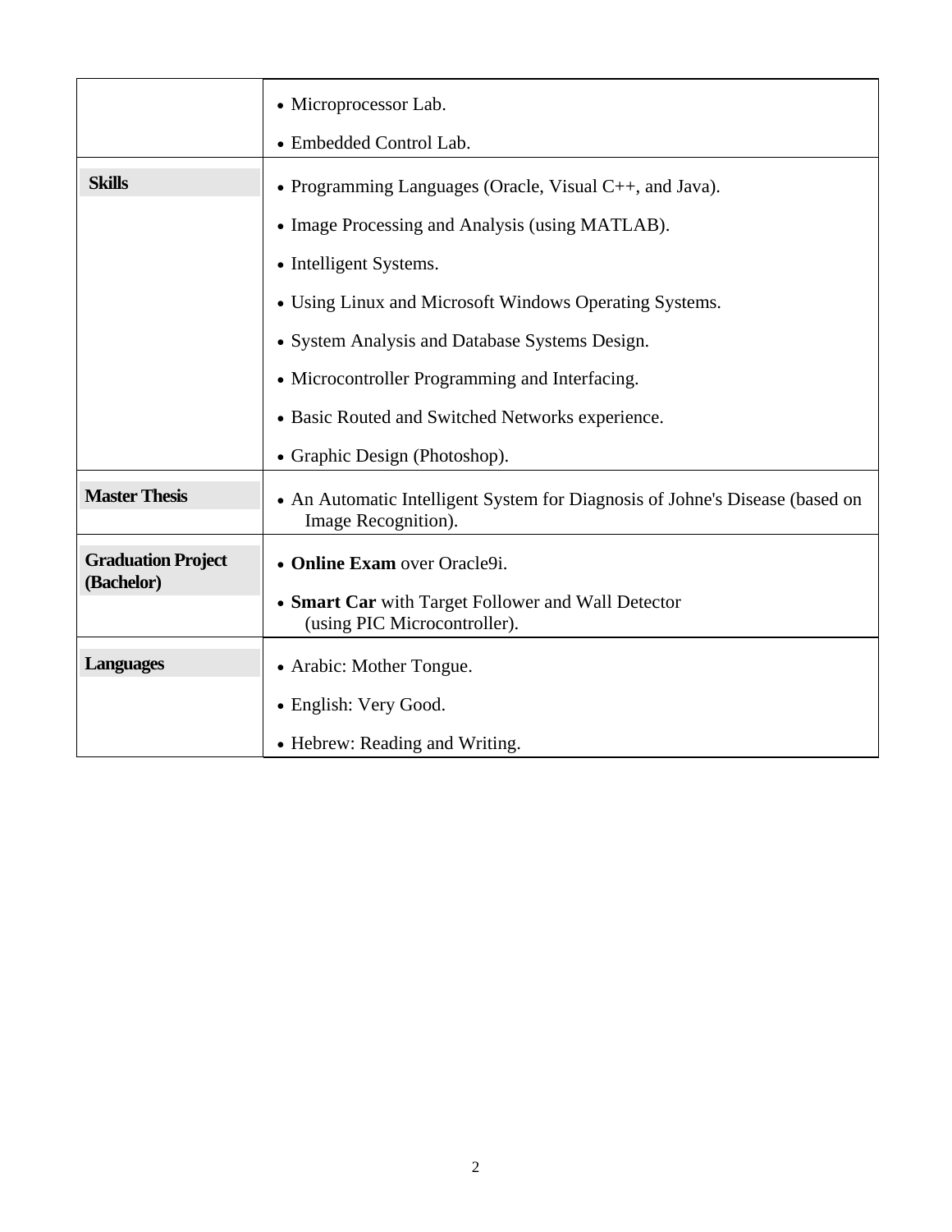| | |
|---|---|
| | • Microprocessor Lab.<br>• Embedded Control Lab. |
| **Skills** | • Programming Languages (Oracle, Visual C++, and Java).<br>• Image Processing and Analysis (using MATLAB).<br>• Intelligent Systems.<br>• Using Linux and Microsoft Windows Operating Systems.<br>• System Analysis and Database Systems Design.<br>• Microcontroller Programming and Interfacing.<br>• Basic Routed and Switched Networks experience.<br>• Graphic Design (Photoshop). |
| **Master Thesis** | • An Automatic Intelligent System for Diagnosis of Johne's Disease (based on Image Recognition). |
| **Graduation Project (Bachelor)** | • **Online Exam** over Oracle9i.<br>• **Smart Car** with Target Follower and Wall Detector (using PIC Microcontroller). |
| **Languages** | • Arabic: Mother Tongue.<br>• English: Very Good.<br>• Hebrew: Reading and Writing. |